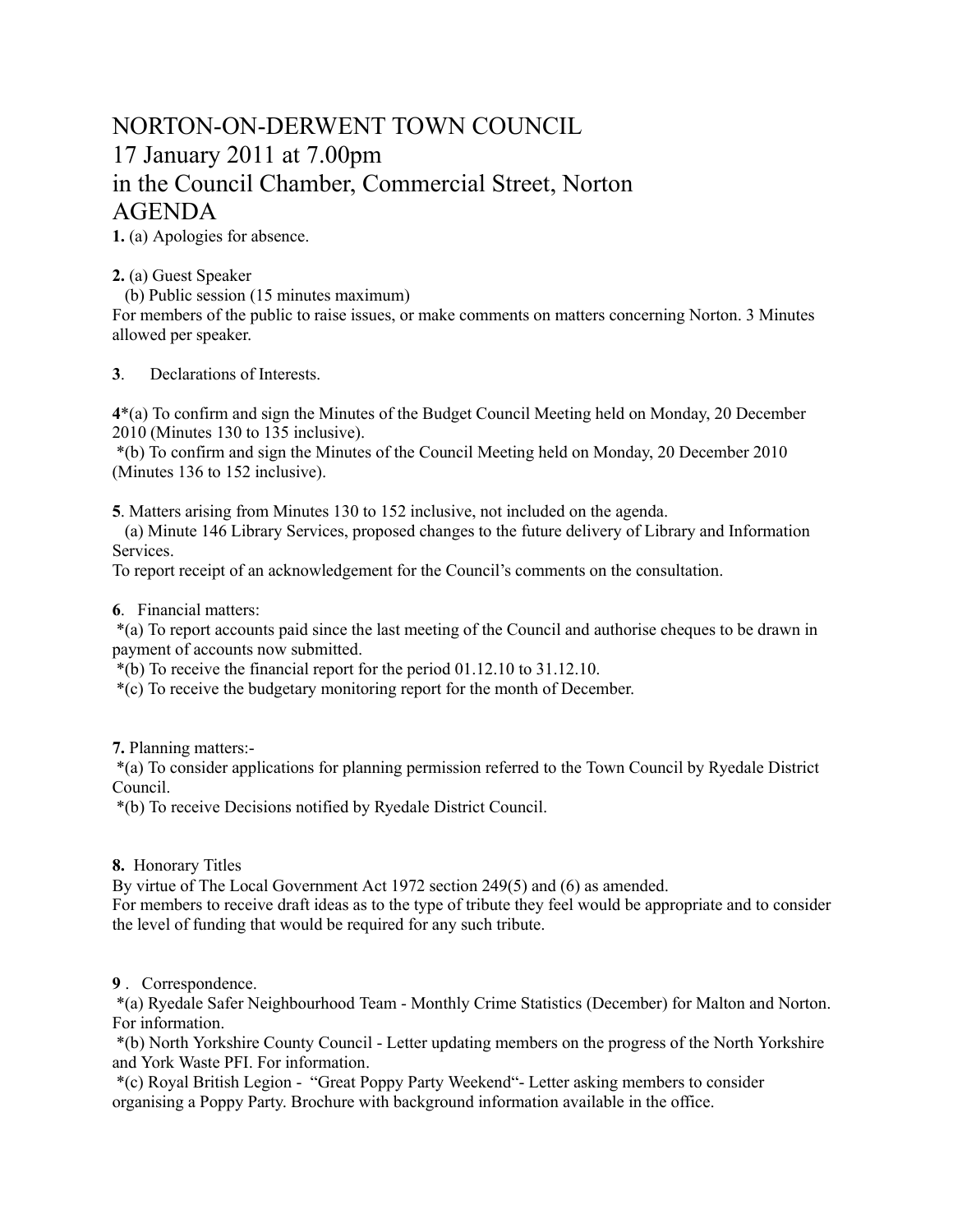# NORTON-ON-DERWENT TOWN COUNCIL
# 17 January 2011 at 7.00pm
# in the Council Chamber, Commercial Street, Norton
# AGENDA

**1.** (a) Apologies for absence.

**2.** (a) Guest Speaker
  (b) Public session (15 minutes maximum)
For members of the public to raise issues, or make comments on matters concerning Norton. 3 Minutes allowed per speaker.

**3**.  Declarations of Interests.

**4***(a) To confirm and sign the Minutes of the Budget Council Meeting held on Monday, 20 December 2010 (Minutes 130 to 135 inclusive).
 *(b) To confirm and sign the Minutes of the Council Meeting held on Monday, 20 December 2010 (Minutes 136 to 152 inclusive).

**5**. Matters arising from Minutes 130 to 152 inclusive, not included on the agenda.
  (a) Minute 146 Library Services, proposed changes to the future delivery of Library and Information Services.
To report receipt of an acknowledgement for the Council's comments on the consultation.

**6**.  Financial matters:
 *(a) To report accounts paid since the last meeting of the Council and authorise cheques to be drawn in payment of accounts now submitted.
 *(b) To receive the financial report for the period 01.12.10 to 31.12.10.
 *(c) To receive the budgetary monitoring report for the month of December.

**7.** Planning matters:-
 *(a) To consider applications for planning permission referred to the Town Council by Ryedale District Council.
 *(b) To receive Decisions notified by Ryedale District Council.

**8.**  Honorary Titles
By virtue of The Local Government Act 1972 section 249(5) and (6) as amended.
For members to receive draft ideas as to the type of tribute they feel would be appropriate and to consider the level of funding that would be required for any such tribute.

**9** .  Correspondence.
 *(a) Ryedale Safer Neighbourhood Team - Monthly Crime Statistics (December) for Malton and Norton. For information.
 *(b) North Yorkshire County Council - Letter updating members on the progress of the North Yorkshire and York Waste PFI. For information.
 *(c) Royal British Legion -  "Great Poppy Party Weekend"- Letter asking members to consider organising a Poppy Party. Brochure with background information available in the office.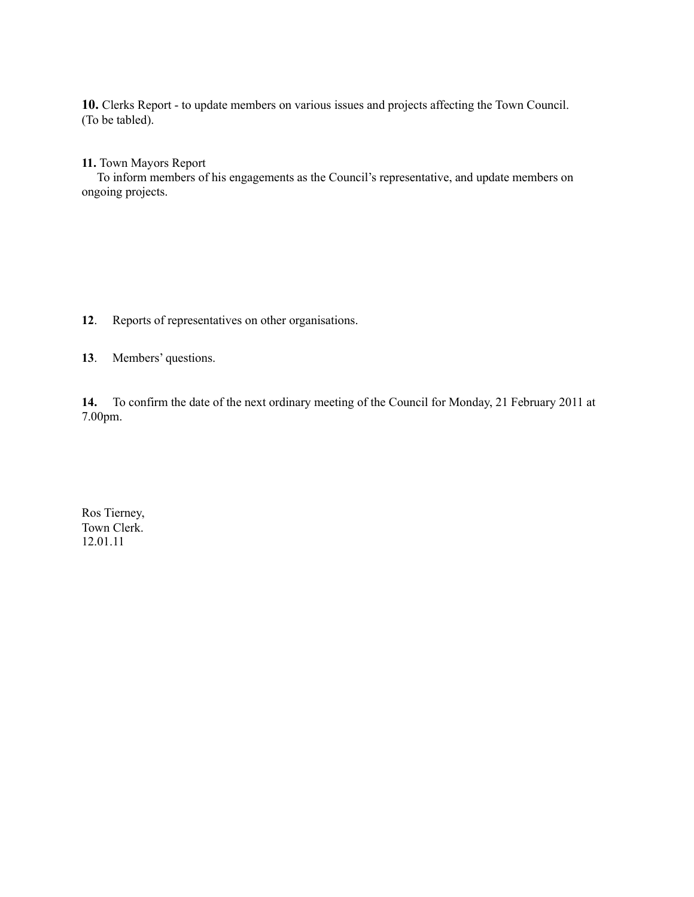**10.** Clerks Report - to update members on various issues and projects affecting the Town Council. (To be tabled).

**11.** Town Mayors Report
To inform members of his engagements as the Council's representative, and update members on ongoing projects.

**12**. Reports of representatives on other organisations.

**13**. Members' questions.

**14.** To confirm the date of the next ordinary meeting of the Council for Monday, 21 February 2011 at 7.00pm.

Ros Tierney,
Town Clerk.
12.01.11